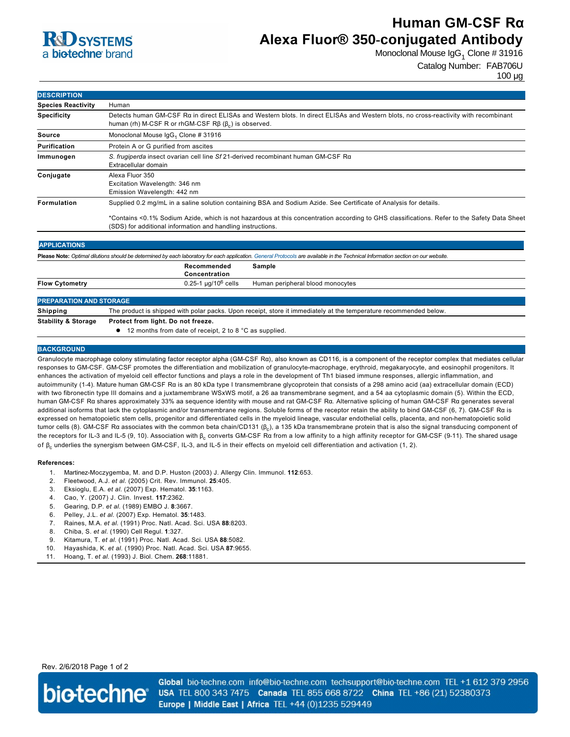# Human GM-CSF Rα Alexa Fluor® 350-conjugated Antibody

Monoclonal Mouse $IgG_1$ Clone # 31916

Catalog Number: FAB706U

100 µg

## DESCRIPTION

| | |
|---|---|
| **Species Reactivity** | Human |
| **Specificity** | Detects human GM-CSF Rα in direct ELISAs and Western blots. In direct ELISAs and Western blots, no cross-reactivity with recombinant human (rh) M-CSF R or rhGM-CSF Rβ ($\beta_c$) is observed. |
| **Source** | Monoclonal Mouse $IgG_1$ Clone # 31916 |
| **Purification** | Protein A or G purified from ascites |
| **Immunogen** | *S. frugiperda* insect ovarian cell line *Sf* 21-derived recombinant human GM-CSF Rα<br>Extracellular domain |
| **Conjugate** | Alexa Fluor 350<br>Excitation Wavelength: 346 nm<br>Emission Wavelength: 442 nm |
| **Formulation** | Supplied 0.2 mg/mL in a saline solution containing BSA and Sodium Azide. See Certificate of Analysis for details.<br><br>*Contains <0.1% Sodium Azide, which is not hazardous at this concentration according to GHS classifications. Refer to the Safety Data Sheet (SDS) for additional information and handling instructions. |

## APPLICATIONS

**Please Note:** *Optimal dilutions should be determined by each laboratory for each application. General Protocols are available in the Technical Information section on our website.*

| | Recommended Concentration | Sample |
|---|---|---|
| **Flow Cytometry** | 0.25-1 µg/$10^6$ cells | Human peripheral blood monocytes |

## PREPARATION AND STORAGE

| | |
|---|---|
| **Shipping** | The product is shipped with polar packs. Upon receipt, store it immediately at the temperature recommended below. |
| **Stability & Storage** | **Protect from light. Do not freeze.**<br>• 12 months from date of receipt, 2 to 8 °C as supplied. |

## BACKGROUND

Granulocyte macrophage colony stimulating factor receptor alpha (GM-CSF Rα), also known as CD116, is a component of the receptor complex that mediates cellular responses to GM-CSF. GM-CSF promotes the differentiation and mobilization of granulocyte-macrophage, erythroid, megakaryocyte, and eosinophil progenitors. It enhances the activation of myeloid cell effector functions and plays a role in the development of Th1 biased immune responses, allergic inflammation, and autoimmunity (1-4). Mature human GM-CSF Rα is an 80 kDa type I transmembrane glycoprotein that consists of a 298 amino acid (aa) extracellular domain (ECD) with two fibronectin type III domains and a juxtamembrane WSxWS motif, a 26 aa transmembrane segment, and a 54 aa cytoplasmic domain (5). Within the ECD, human GM-CSF Rα shares approximately 33% aa sequence identity with mouse and rat GM-CSF Rα. Alternative splicing of human GM-CSF Rα generates several additional isoforms that lack the cytoplasmic and/or transmembrane regions. Soluble forms of the receptor retain the ability to bind GM-CSF (6, 7). GM-CSF Rα is expressed on hematopoietic stem cells, progenitor and differentiated cells in the myeloid lineage, vascular endothelial cells, placenta, and non-hematopoietic solid tumor cells (8). GM-CSF Rα associates with the common beta chain/CD131 ($\beta_c$), a 135 kDa transmembrane protein that is also the signal transducing component of the receptors for IL-3 and IL-5 (9, 10). Association with $\beta_c$ converts GM-CSF Rα from a low affinity to a high affinity receptor for GM-CSF (9-11). The shared usage of $\beta_c$ underlies the synergism between GM-CSF, IL-3, and IL-5 in their effects on myeloid cell differentiation and activation (1, 2).

**References:**

1. Martinez-Moczygemba, M. and D.P. Huston (2003) J. Allergy Clin. Immunol. **112**:653.
2. Fleetwood, A.J. *et al.* (2005) Crit. Rev. Immunol. **25**:405.
3. Eksioglu, E.A. *et al.* (2007) Exp. Hematol. **35**:1163.
4. Cao, Y. (2007) J. Clin. Invest. **117**:2362.
5. Gearing, D.P. *et al.* (1989) EMBO J. **8**:3667.
6. Pelley, J.L. *et al.* (2007) Exp. Hematol. **35**:1483.
7. Raines, M.A. *et al.* (1991) Proc. Natl. Acad. Sci. USA **88**:8203.
8. Chiba, S. *et al.* (1990) Cell Regul. **1**:327.
9. Kitamura, T. *et al.* (1991) Proc. Natl. Acad. Sci. USA **88**:5082.
10. Hayashida, K. *et al.* (1990) Proc. Natl. Acad. Sci. USA **87**:9655.
11. Hoang, T. *et al.* (1993) J. Biol. Chem. **268**:11881.

Rev. 2/6/2018

**Global** bio-techne.com info@bio-techne.com techsupport@bio-techne.com TEL +1 612 379 2956 **USA** TEL 800 343 7475 **Canada** TEL 855 668 8722 **China** TEL +86 (21) 52380373 **Europe | Middle East | Africa** TEL +44 (0)1235 529449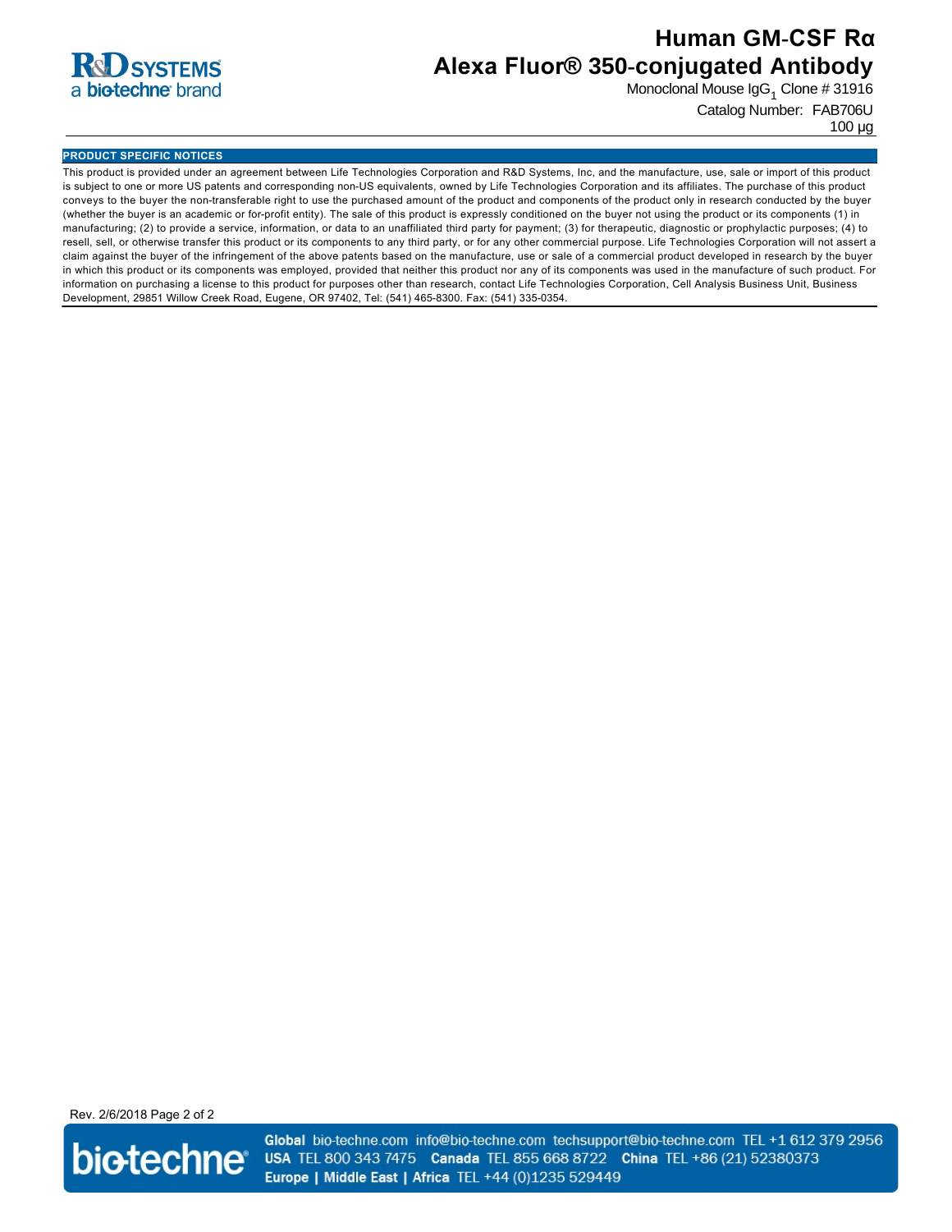# Human GM-CSF Rα Alexa Fluor® 350-conjugated Antibody

Monoclonal Mouse $IgG_1$ Clone # 31916

Catalog Number: FAB706U

100 µg

## PRODUCT SPECIFIC NOTICES

This product is provided under an agreement between Life Technologies Corporation and R&D Systems, Inc, and the manufacture, use, sale or import of this product is subject to one or more US patents and corresponding non-US equivalents, owned by Life Technologies Corporation and its affiliates. The purchase of this product conveys to the buyer the non-transferable right to use the purchased amount of the product and components of the product only in research conducted by the buyer (whether the buyer is an academic or for-profit entity). The sale of this product is expressly conditioned on the buyer not using the product or its components (1) in manufacturing; (2) to provide a service, information, or data to an unaffiliated third party for payment; (3) for therapeutic, diagnostic or prophylactic purposes; (4) to resell, sell, or otherwise transfer this product or its components to any third party, or for any other commercial purpose. Life Technologies Corporation will not assert a claim against the buyer of the infringement of the above patents based on the manufacture, use or sale of a commercial product developed in research by the buyer in which this product or its components was employed, provided that neither this product nor any of its components was used in the manufacture of such product. For information on purchasing a license to this product for purposes other than research, contact Life Technologies Corporation, Cell Analysis Business Unit, Business Development, 29851 Willow Creek Road, Eugene, OR 97402, Tel: (541) 465-8300. Fax: (541) 335-0354.

Rev. 2/6/2018

**Global** bio-techne.com info@bio-techne.com techsupport@bio-techne.com TEL +1 612 379 2956
**USA** TEL 800 343 7475 **Canada** TEL 855 668 8722 **China** TEL +86 (21) 52380373
**Europe | Middle East | Africa** TEL +44 (0)1235 529449